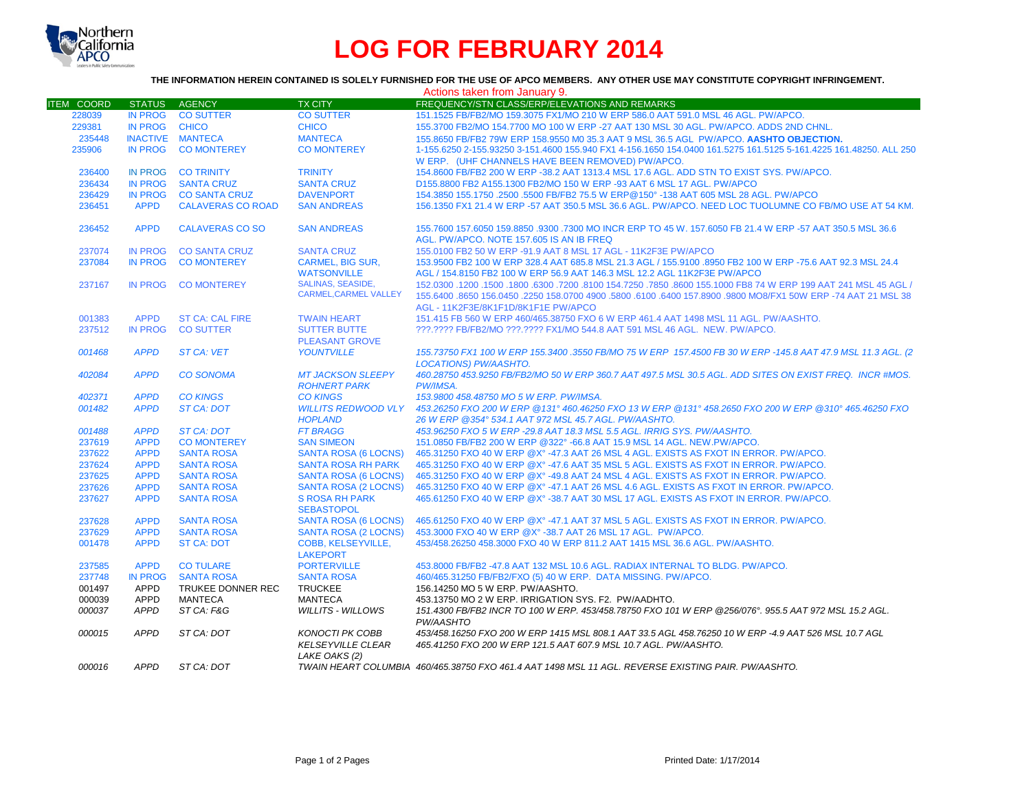# LOG FOR FEBRUARY 2014

**THE INFORMATION HEREIN CONTAINED IS SOLELY FURNISHED FOR THE USE OF APCO MEMBERS. ANY OTHER USE MAY CONSTITUTE COPYRIGHT INFRINGEMENT.**

Actions taken from January 9.

| ITEM COORD | STATUS | AGENCY | TX CITY | FREQUENCY/STN CLASS/ERP/ELEVATIONS AND REMARKS |
|---|---|---|---|---|
| 228039 | IN PROG | CO SUTTER | CO SUTTER | 151.1525 FB/FB2/MO 159.3075 FX1/MO 210 W ERP 586.0 AAT 591.0 MSL 46 AGL. PW/APCO. |
| 229381 | IN PROG | CHICO | CHICO | 155.3700 FB2/MO 154.7700 MO 100 W ERP -27 AAT 130 MSL 30 AGL. PW/APCO. ADDS 2ND CHNL. |
| 235448 | INACTIVE | MANTECA | MANTECA | 155.8650 FB/FB2 79W ERP 158.9550 M0 35.3 AAT 9 MSL 36.5 AGL PW/APCO. **AASHTO OBJECTION.** |
| 235906 | IN PROG | CO MONTEREY | CO MONTEREY | 1-155.6250 2-155.93250 3-151.4600 155.940 FX1 4-156.1650 154.0400 161.5275 161.5125 5-161.4225 161.48250. ALL 250 W ERP. (UHF CHANNELS HAVE BEEN REMOVED) PW/APCO. |
| 236400 | IN PROG | CO TRINITY | TRINITY | 154.8600 FB/FB2 200 W ERP -38.2 AAT 1313.4 MSL 17.6 AGL. ADD STN TO EXIST SYS. PW/APCO. |
| 236434 | IN PROG | SANTA CRUZ | SANTA CRUZ | D155.8800 FB2 A155.1300 FB2/MO 150 W ERP -93 AAT 6 MSL 17 AGL. PW/APCO |
| 236429 | IN PROG | CO SANTA CRUZ | DAVENPORT | 154.3850 155.1750 .2500 .5500 FB/FB2 75.5 W ERP@150° -138 AAT 605 MSL 28 AGL. PW/APCO |
| 236451 | APPD | CALAVERAS CO ROAD | SAN ANDREAS | 156.1350 FX1 21.4 W ERP -57 AAT 350.5 MSL 36.6 AGL. PW/APCO. NEED LOC TUOLUMNE CO FB/MO USE AT 54 KM. |
| 236452 | APPD | CALAVERAS CO SO | SAN ANDREAS | 155.7600 157.6050 159.8850 .9300 .7300 MO INCR ERP TO 45 W. 157.6050 FB 21.4 W ERP -57 AAT 350.5 MSL 36.6 AGL. PW/APCO. NOTE 157.605 IS AN IB FREQ |
| 237074 | IN PROG | CO SANTA CRUZ | SANTA CRUZ | 155.0100 FB2 50 W ERP -91.9 AAT 8 MSL 17 AGL - 11K2F3E PW/APCO |
| 237084 | IN PROG | CO MONTEREY | CARMEL, BIG SUR, WATSONVILLE | 153.9500 FB2 100 W ERP 328.4 AAT 685.8 MSL 21.3 AGL / 155.9100 .8950 FB2 100 W ERP -75.6 AAT 92.3 MSL 24.4 AGL / 154.8150 FB2 100 W ERP 56.9 AAT 146.3 MSL 12.2 AGL 11K2F3E PW/APCO |
| 237167 | IN PROG | CO MONTEREY | SALINAS, SEASIDE, CARMEL,CARMEL VALLEY | 152.0300 .1200 .1500 .1800 .6300 .7200 .8100 154.7250 .7850 .8600 155.1000 FB8 74 W ERP 199 AAT 241 MSL 45 AGL / 155.6400 .8650 156.0450 .2250 158.0700 4900 .5800 .6100 .6400 157.8900 .9800 MO8/FX1 50W ERP -74 AAT 21 MSL 38 AGL - 11K2F3E/8K1F1D/8K1F1E PW/APCO |
| 001383 | APPD | ST CA: CAL FIRE | TWAIN HEART | 151.415 FB 560 W ERP 460/465.38750 FXO 6 W ERP 461.4 AAT 1498 MSL 11 AGL. PW/AASHTO. |
| 237512 | IN PROG | CO SUTTER | SUTTER BUTTE PLEASANT GROVE | ???.???? FB/FB2/MO ???.???? FX1/MO 544.8 AAT 591 MSL 46 AGL. NEW. PW/APCO. |
| *001468* | *APPD* | *ST CA: VET* | *YOUNTVILLE* | *155.73750 FX1 100 W ERP 155.3400 .3550 FB/MO 75 W ERP 157.4500 FB 30 W ERP -145.8 AAT 47.9 MSL 11.3 AGL. (2 LOCATIONS) PW/AASHTO.* |
| *402084* | *APPD* | *CO SONOMA* | *MT JACKSON SLEEPY ROHNERT PARK* | *460.28750 453.9250 FB/FB2/MO 50 W ERP 360.7 AAT 497.5 MSL 30.5 AGL. ADD SITES ON EXIST FREQ. INCR #MOS. PW/IMSA.* |
| *402371* | *APPD* | *CO KINGS* | *CO KINGS* | *153.9800 458.48750 MO 5 W ERP. PW/IMSA.* |
| *001482* | *APPD* | *ST CA: DOT* | *WILLITS REDWOOD VLY HOPLAND* | *453.26250 FXO 200 W ERP @131° 460.46250 FXO 13 W ERP @131° 458.2650 FXO 200 W ERP @310° 465.46250 FXO 26 W ERP @354° 534.1 AAT 972 MSL 45.7 AGL. PW/AASHTO.* |
| *001488* | *APPD* | *ST CA: DOT* | *FT BRAGG* | *453.96250 FXO 5 W ERP -29.8 AAT 18.3 MSL 5.5 AGL. IRRIG SYS. PW/AASHTO.* |
| 237619 | APPD | CO MONTEREY | SAN SIMEON | 151.0850 FB/FB2 200 W ERP @322° -66.8 AAT 15.9 MSL 14 AGL. NEW.PW/APCO. |
| 237622 | APPD | SANTA ROSA | SANTA ROSA (6 LOCNS) | 465.31250 FXO 40 W ERP @X° -47.3 AAT 26 MSL 4 AGL. EXISTS AS FXOT IN ERROR. PW/APCO. |
| 237624 | APPD | SANTA ROSA | SANTA ROSA RH PARK | 465.31250 FXO 40 W ERP @X° -47.6 AAT 35 MSL 5 AGL. EXISTS AS FXOT IN ERROR. PW/APCO. |
| 237625 | APPD | SANTA ROSA | SANTA ROSA (6 LOCNS) | 465.31250 FXO 40 W ERP @X° -49.8 AAT 24 MSL 4 AGL. EXISTS AS FXOT IN ERROR. PW/APCO. |
| 237626 | APPD | SANTA ROSA | SANTA ROSA (2 LOCNS) | 465.31250 FXO 40 W ERP @X° -47.1 AAT 26 MSL 4.6 AGL. EXISTS AS FXOT IN ERROR. PW/APCO. |
| 237627 | APPD | SANTA ROSA | S ROSA RH PARK SEBASTOPOL | 465.61250 FXO 40 W ERP @X° -38.7 AAT 30 MSL 17 AGL. EXISTS AS FXOT IN ERROR. PW/APCO. |
| 237628 | APPD | SANTA ROSA | SANTA ROSA (6 LOCNS) | 465.61250 FXO 40 W ERP @X° -47.1 AAT 37 MSL 5 AGL. EXISTS AS FXOT IN ERROR. PW/APCO. |
| 237629 | APPD | SANTA ROSA | SANTA ROSA (2 LOCNS) | 453.3000 FXO 40 W ERP @X° -38.7 AAT 26 MSL 17 AGL. PW/APCO. |
| 001478 | APPD | ST CA: DOT | COBB, KELSEYVILLE, LAKEPORT | 453/458.26250 458.3000 FXO 40 W ERP 811.2 AAT 1415 MSL 36.6 AGL. PW/AASHTO. |
| 237585 | APPD | CO TULARE | PORTERVILLE | 453.8000 FB/FB2 -47.8 AAT 132 MSL 10.6 AGL. RADIAX INTERNAL TO BLDG. PW/APCO. |
| 237748 | IN PROG | SANTA ROSA | SANTA ROSA | 460/465.31250 FB/FB2/FXO (5) 40 W ERP. DATA MISSING. PW/APCO. |
| 001497 | APPD | TRUKEE DONNER REC | TRUCKEE | 156.14250 MO 5 W ERP. PW/AASHTO. |
| 000039 | APPD | MANTECA | MANTECA | 453.13750 MO 2 W ERP. IRRIGATION SYS. F2. PW/AADHTO. |
| *000037* | *APPD* | *ST CA: F&G* | *WILLITS - WILLOWS* | *151.4300 FB/FB2 INCR TO 100 W ERP. 453/458.78750 FXO 101 W ERP @256/076°. 955.5 AAT 972 MSL 15.2 AGL. PW/AASHTO* |
| *000015* | *APPD* | *ST CA: DOT* | *KONOCTI PK COBB KELSEYVILLE CLEAR LAKE OAKS (2)* | *453/458.16250 FXO 200 W ERP 1415 MSL 808.1 AAT 33.5 AGL 458.76250 10 W ERP -4.9 AAT 526 MSL 10.7 AGL 465.41250 FXO 200 W ERP 121.5 AAT 607.9 MSL 10.7 AGL. PW/AASHTO.* |
| *000016* | *APPD* | *ST CA: DOT* | *TWAIN HEART COLUMBIA* | *460/465.38750 FXO 461.4 AAT 1498 MSL 11 AGL. REVERSE EXISTING PAIR. PW/AASHTO.* |

Printed Date: 1/17/2014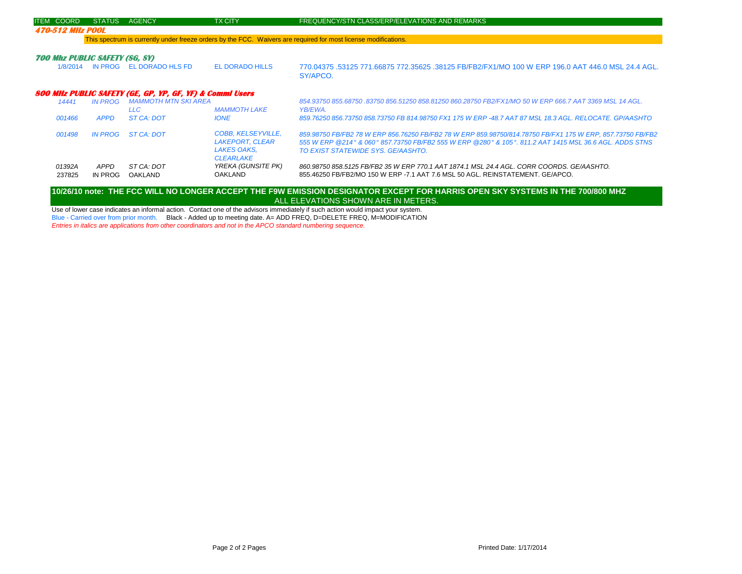| ITEM | COORD | STATUS | AGENCY | TX CITY | FREQUENCY/STN CLASS/ERP/ELEVATIONS AND REMARKS |
|---|---|---|---|---|---|
| ***470-512 MHz POOL*** | | | | | |
| | | This spectrum is currently under freeze orders by the FCC. Waivers are required for most license modifications. | | | |
| ***700 Mhz PUBLIC SAFETY (SG, SY)*** | | | | | |
| | 1/8/2014 | IN PROG | EL DORADO HLS FD | EL DORADO HILLS | 770.04375 .53125 771.66875 772.35625 .38125 FB/FB2/FX1/MO 100 W ERP 196.0 AAT 446.0 MSL 24.4 AGL. SY/APCO. |
| ***800 MHz PUBLIC SAFETY (GE, GP, YP, GF, YF) & Comml Users*** | | | | | |
| | *14441* | *IN PROG* | *MAMMOTH MTN SKI AREA LLC* | *MAMMOTH LAKE* | *854.93750 855.68750 .83750 856.51250 858.81250 860.28750 FB2/FX1/MO 50 W ERP 666.7 AAT 3369 MSL 14 AGL. YB/EWA.* |
| | *001466* | *APPD* | *ST CA: DOT* | *IONE* | *859.76250 856.73750 858.73750 FB 814.98750 FX1 175 W ERP -48.7 AAT 87 MSL 18.3 AGL. RELOCATE. GP/AASHTO* |
| | *001498* | *IN PROG* | *ST CA: DOT* | *COBB, KELSEYVILLE, LAKEPORT, CLEAR LAKES OAKS, CLEARLAKE* | *859.98750 FB/FB2 78 W ERP 856.76250 FB/FB2 78 W ERP 859.98750/814.78750 FB/FX1 175 W ERP, 857.73750 FB/FB2 555 W ERP @214° & 060° 857.73750 FB/FB2 555 W ERP @280° & 105°. 811.2 AAT 1415 MSL 36.6 AGL. ADDS STNS TO EXIST STATEWIDE SYS. GE/AASHTO.* |
| | *01392A* | *APPD* | *ST CA: DOT* | *YREKA (GUNSITE PK)* | *860.98750 858.5125 FB/FB2 35 W ERP 770.1 AAT 1874.1 MSL 24.4 AGL. CORR COORDS. GE/AASHTO.* |
| | 237825 | IN PROG | OAKLAND | OAKLAND | 855.46250 FB/FB2/MO 150 W ERP -7.1 AAT 7.6 MSL 50 AGL. REINSTATEMENT. GE/APCO. |

**10/26/10 note: THE FCC WILL NO LONGER ACCEPT THE F9W EMISSION DESIGNATOR EXCEPT FOR HARRIS OPEN SKY SYSTEMS IN THE 700/800 MHZ**

ALL ELEVATIONS SHOWN ARE IN METERS.

Use of lower case indicates an informal action. Contact one of the advisors immediately if such action would impact your system.

Blue - Carried over from prior month. Black - Added up to meeting date. A= ADD FREQ, D=DELETE FREQ, M=MODIFICATION

*Entries in italics are applications from other coordinators and not in the APCO standard numbering sequence.*

Printed Date: 1/17/2014